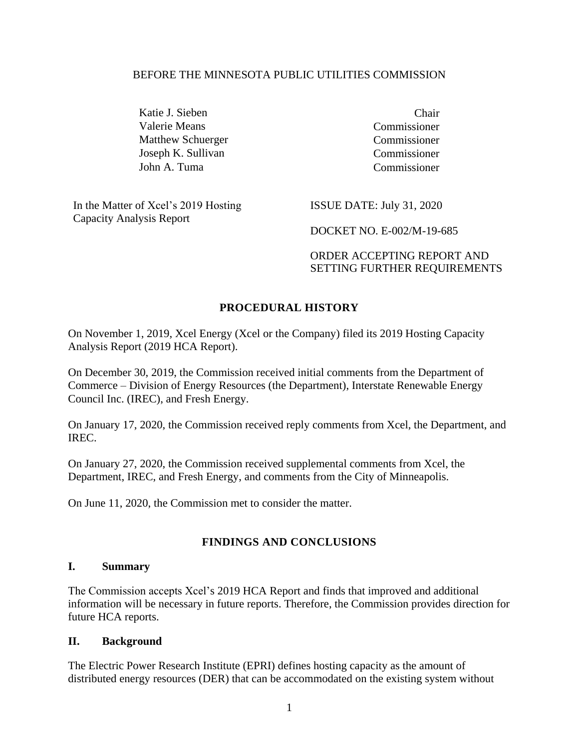BEFORE THE MINNESOTA PUBLIC UTILITIES COMMISSION

| | |
|---|---|
| Katie J. Sieben | Chair |
| Valerie Means | Commissioner |
| Matthew Schuerger | Commissioner |
| Joseph K. Sullivan | Commissioner |
| John A. Tuma | Commissioner |

| | |
|---|---|
| In the Matter of Xcel's 2019 Hosting Capacity Analysis Report | ISSUE DATE: July 31, 2020<br><br>DOCKET NO. E-002/M-19-685<br><br>ORDER ACCEPTING REPORT AND SETTING FURTHER REQUIREMENTS |

## PROCEDURAL HISTORY

On November 1, 2019, Xcel Energy (Xcel or the Company) filed its 2019 Hosting Capacity Analysis Report (2019 HCA Report).

On December 30, 2019, the Commission received initial comments from the Department of Commerce – Division of Energy Resources (the Department), Interstate Renewable Energy Council Inc. (IREC), and Fresh Energy.

On January 17, 2020, the Commission received reply comments from Xcel, the Department, and IREC.

On January 27, 2020, the Commission received supplemental comments from Xcel, the Department, IREC, and Fresh Energy, and comments from the City of Minneapolis.

On June 11, 2020, the Commission met to consider the matter.

## FINDINGS AND CONCLUSIONS

### I. Summary

The Commission accepts Xcel's 2019 HCA Report and finds that improved and additional information will be necessary in future reports. Therefore, the Commission provides direction for future HCA reports.

### II. Background

The Electric Power Research Institute (EPRI) defines hosting capacity as the amount of distributed energy resources (DER) that can be accommodated on the existing system without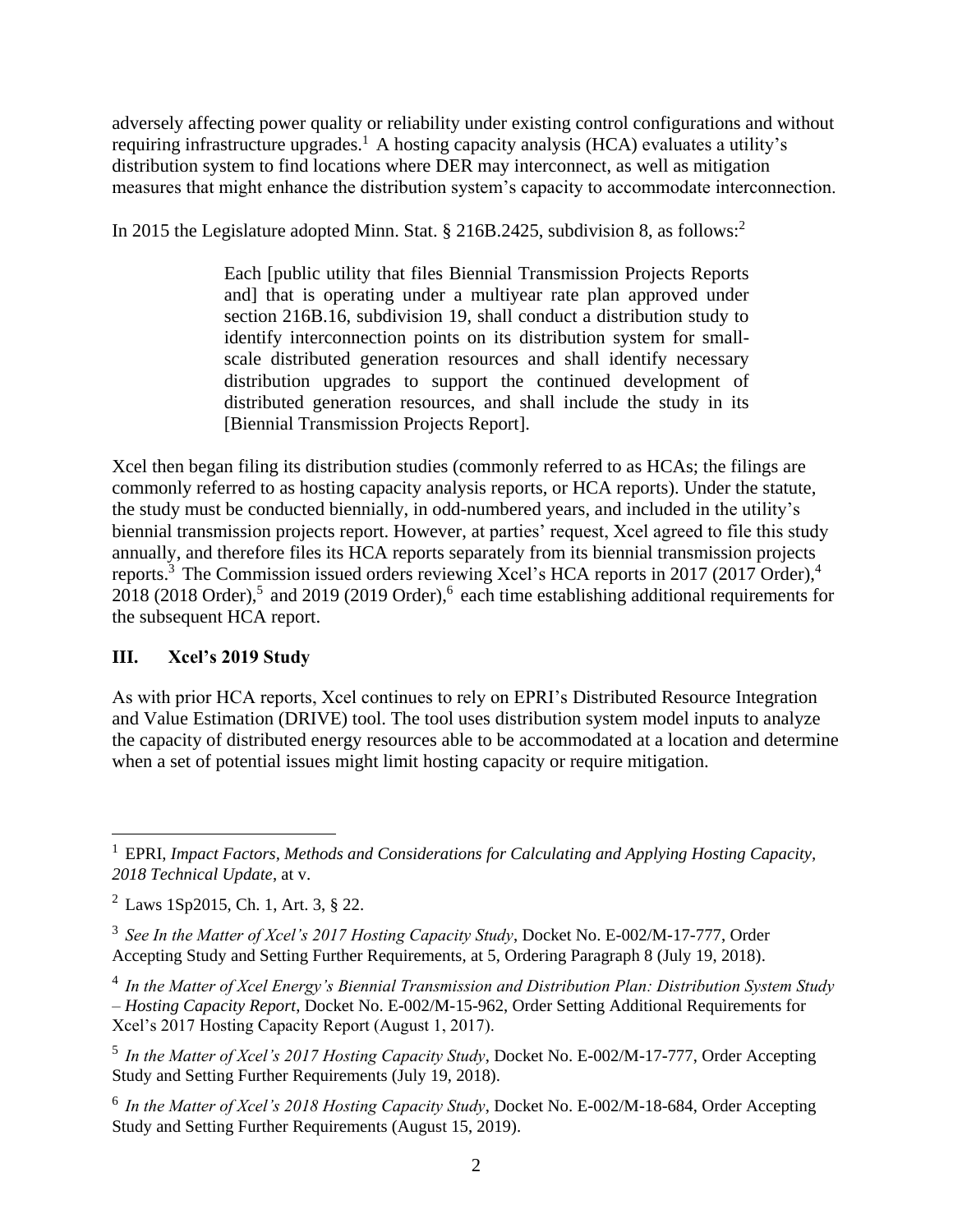adversely affecting power quality or reliability under existing control configurations and without requiring infrastructure upgrades.[1] A hosting capacity analysis (HCA) evaluates a utility's distribution system to find locations where DER may interconnect, as well as mitigation measures that might enhance the distribution system's capacity to accommodate interconnection.

In 2015 the Legislature adopted Minn. Stat. § 216B.2425, subdivision 8, as follows:[2]

> Each [public utility that files Biennial Transmission Projects Reports and] that is operating under a multiyear rate plan approved under section 216B.16, subdivision 19, shall conduct a distribution study to identify interconnection points on its distribution system for small-scale distributed generation resources and shall identify necessary distribution upgrades to support the continued development of distributed generation resources, and shall include the study in its [Biennial Transmission Projects Report].

Xcel then began filing its distribution studies (commonly referred to as HCAs; the filings are commonly referred to as hosting capacity analysis reports, or HCA reports). Under the statute, the study must be conducted biennially, in odd-numbered years, and included in the utility's biennial transmission projects report. However, at parties' request, Xcel agreed to file this study annually, and therefore files its HCA reports separately from its biennial transmission projects reports.[3] The Commission issued orders reviewing Xcel's HCA reports in 2017 (2017 Order),[4] 2018 (2018 Order),[5] and 2019 (2019 Order),[6] each time establishing additional requirements for the subsequent HCA report.

## III. Xcel's 2019 Study

As with prior HCA reports, Xcel continues to rely on EPRI's Distributed Resource Integration and Value Estimation (DRIVE) tool. The tool uses distribution system model inputs to analyze the capacity of distributed energy resources able to be accommodated at a location and determine when a set of potential issues might limit hosting capacity or require mitigation.

---

[1] EPRI, *Impact Factors, Methods and Considerations for Calculating and Applying Hosting Capacity, 2018 Technical Update*, at v.

[2] Laws 1Sp2015, Ch. 1, Art. 3, § 22.

[3] *See In the Matter of Xcel's 2017 Hosting Capacity Study*, Docket No. E-002/M-17-777, Order Accepting Study and Setting Further Requirements, at 5, Ordering Paragraph 8 (July 19, 2018).

[4] *In the Matter of Xcel Energy's Biennial Transmission and Distribution Plan: Distribution System Study – Hosting Capacity Report*, Docket No. E-002/M-15-962, Order Setting Additional Requirements for Xcel's 2017 Hosting Capacity Report (August 1, 2017).

[5] *In the Matter of Xcel's 2017 Hosting Capacity Study*, Docket No. E-002/M-17-777, Order Accepting Study and Setting Further Requirements (July 19, 2018).

[6] *In the Matter of Xcel's 2018 Hosting Capacity Study*, Docket No. E-002/M-18-684, Order Accepting Study and Setting Further Requirements (August 15, 2019).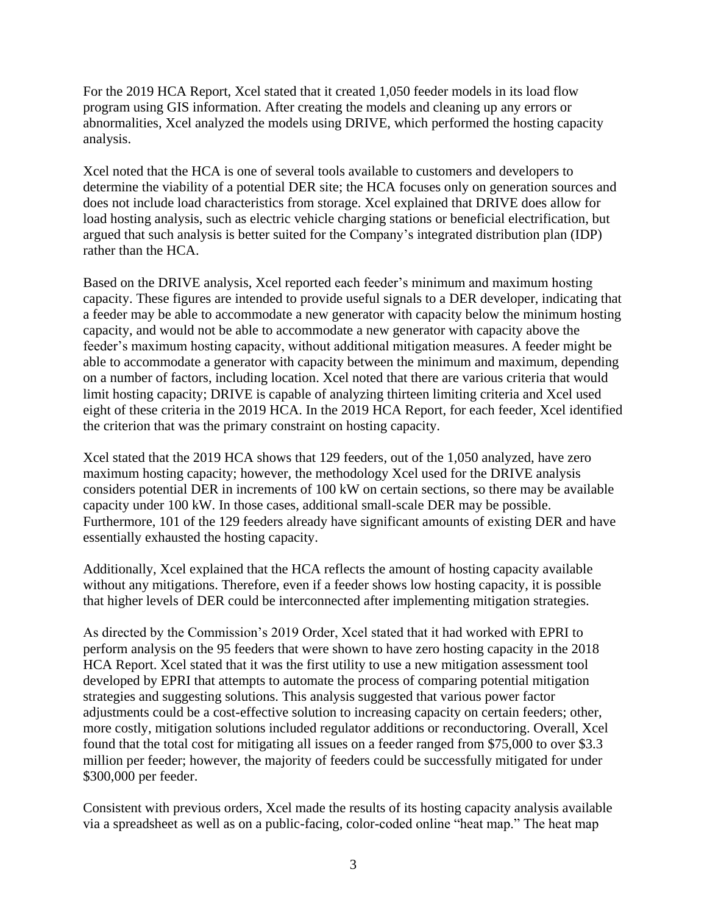For the 2019 HCA Report, Xcel stated that it created 1,050 feeder models in its load flow program using GIS information. After creating the models and cleaning up any errors or abnormalities, Xcel analyzed the models using DRIVE, which performed the hosting capacity analysis.

Xcel noted that the HCA is one of several tools available to customers and developers to determine the viability of a potential DER site; the HCA focuses only on generation sources and does not include load characteristics from storage. Xcel explained that DRIVE does allow for load hosting analysis, such as electric vehicle charging stations or beneficial electrification, but argued that such analysis is better suited for the Company's integrated distribution plan (IDP) rather than the HCA.

Based on the DRIVE analysis, Xcel reported each feeder's minimum and maximum hosting capacity. These figures are intended to provide useful signals to a DER developer, indicating that a feeder may be able to accommodate a new generator with capacity below the minimum hosting capacity, and would not be able to accommodate a new generator with capacity above the feeder's maximum hosting capacity, without additional mitigation measures. A feeder might be able to accommodate a generator with capacity between the minimum and maximum, depending on a number of factors, including location. Xcel noted that there are various criteria that would limit hosting capacity; DRIVE is capable of analyzing thirteen limiting criteria and Xcel used eight of these criteria in the 2019 HCA. In the 2019 HCA Report, for each feeder, Xcel identified the criterion that was the primary constraint on hosting capacity.

Xcel stated that the 2019 HCA shows that 129 feeders, out of the 1,050 analyzed, have zero maximum hosting capacity; however, the methodology Xcel used for the DRIVE analysis considers potential DER in increments of 100 kW on certain sections, so there may be available capacity under 100 kW. In those cases, additional small-scale DER may be possible. Furthermore, 101 of the 129 feeders already have significant amounts of existing DER and have essentially exhausted the hosting capacity.

Additionally, Xcel explained that the HCA reflects the amount of hosting capacity available without any mitigations. Therefore, even if a feeder shows low hosting capacity, it is possible that higher levels of DER could be interconnected after implementing mitigation strategies.

As directed by the Commission's 2019 Order, Xcel stated that it had worked with EPRI to perform analysis on the 95 feeders that were shown to have zero hosting capacity in the 2018 HCA Report. Xcel stated that it was the first utility to use a new mitigation assessment tool developed by EPRI that attempts to automate the process of comparing potential mitigation strategies and suggesting solutions. This analysis suggested that various power factor adjustments could be a cost-effective solution to increasing capacity on certain feeders; other, more costly, mitigation solutions included regulator additions or reconductoring. Overall, Xcel found that the total cost for mitigating all issues on a feeder ranged from $75,000 to over $3.3 million per feeder; however, the majority of feeders could be successfully mitigated for under $300,000 per feeder.

Consistent with previous orders, Xcel made the results of its hosting capacity analysis available via a spreadsheet as well as on a public-facing, color-coded online "heat map." The heat map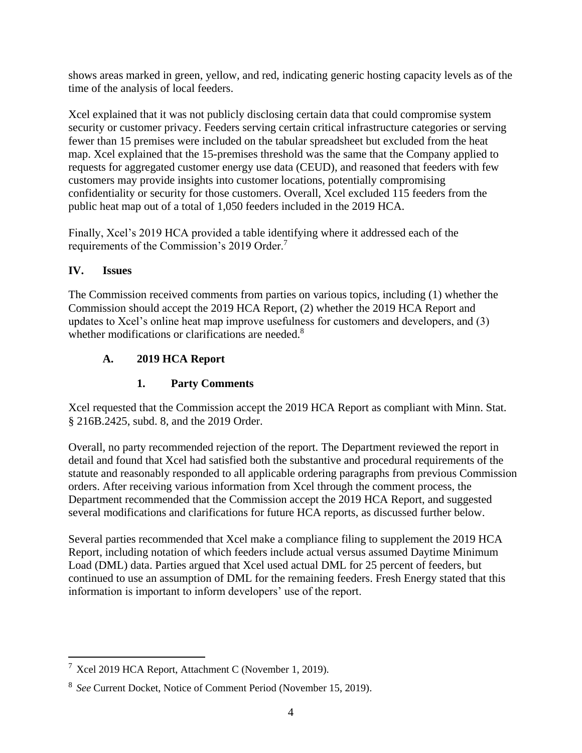shows areas marked in green, yellow, and red, indicating generic hosting capacity levels as of the time of the analysis of local feeders.

Xcel explained that it was not publicly disclosing certain data that could compromise system security or customer privacy. Feeders serving certain critical infrastructure categories or serving fewer than 15 premises were included on the tabular spreadsheet but excluded from the heat map. Xcel explained that the 15-premises threshold was the same that the Company applied to requests for aggregated customer energy use data (CEUD), and reasoned that feeders with few customers may provide insights into customer locations, potentially compromising confidentiality or security for those customers. Overall, Xcel excluded 115 feeders from the public heat map out of a total of 1,050 feeders included in the 2019 HCA.

Finally, Xcel's 2019 HCA provided a table identifying where it addressed each of the requirements of the Commission's 2019 Order.[7]

## IV. Issues

The Commission received comments from parties on various topics, including (1) whether the Commission should accept the 2019 HCA Report, (2) whether the 2019 HCA Report and updates to Xcel's online heat map improve usefulness for customers and developers, and (3) whether modifications or clarifications are needed.[8]

### A. 2019 HCA Report

#### 1. Party Comments

Xcel requested that the Commission accept the 2019 HCA Report as compliant with Minn. Stat. § 216B.2425, subd. 8, and the 2019 Order.

Overall, no party recommended rejection of the report. The Department reviewed the report in detail and found that Xcel had satisfied both the substantive and procedural requirements of the statute and reasonably responded to all applicable ordering paragraphs from previous Commission orders. After receiving various information from Xcel through the comment process, the Department recommended that the Commission accept the 2019 HCA Report, and suggested several modifications and clarifications for future HCA reports, as discussed further below.

Several parties recommended that Xcel make a compliance filing to supplement the 2019 HCA Report, including notation of which feeders include actual versus assumed Daytime Minimum Load (DML) data. Parties argued that Xcel used actual DML for 25 percent of feeders, but continued to use an assumption of DML for the remaining feeders. Fresh Energy stated that this information is important to inform developers' use of the report.

---

[7] Xcel 2019 HCA Report, Attachment C (November 1, 2019).

[8] *See* Current Docket, Notice of Comment Period (November 15, 2019).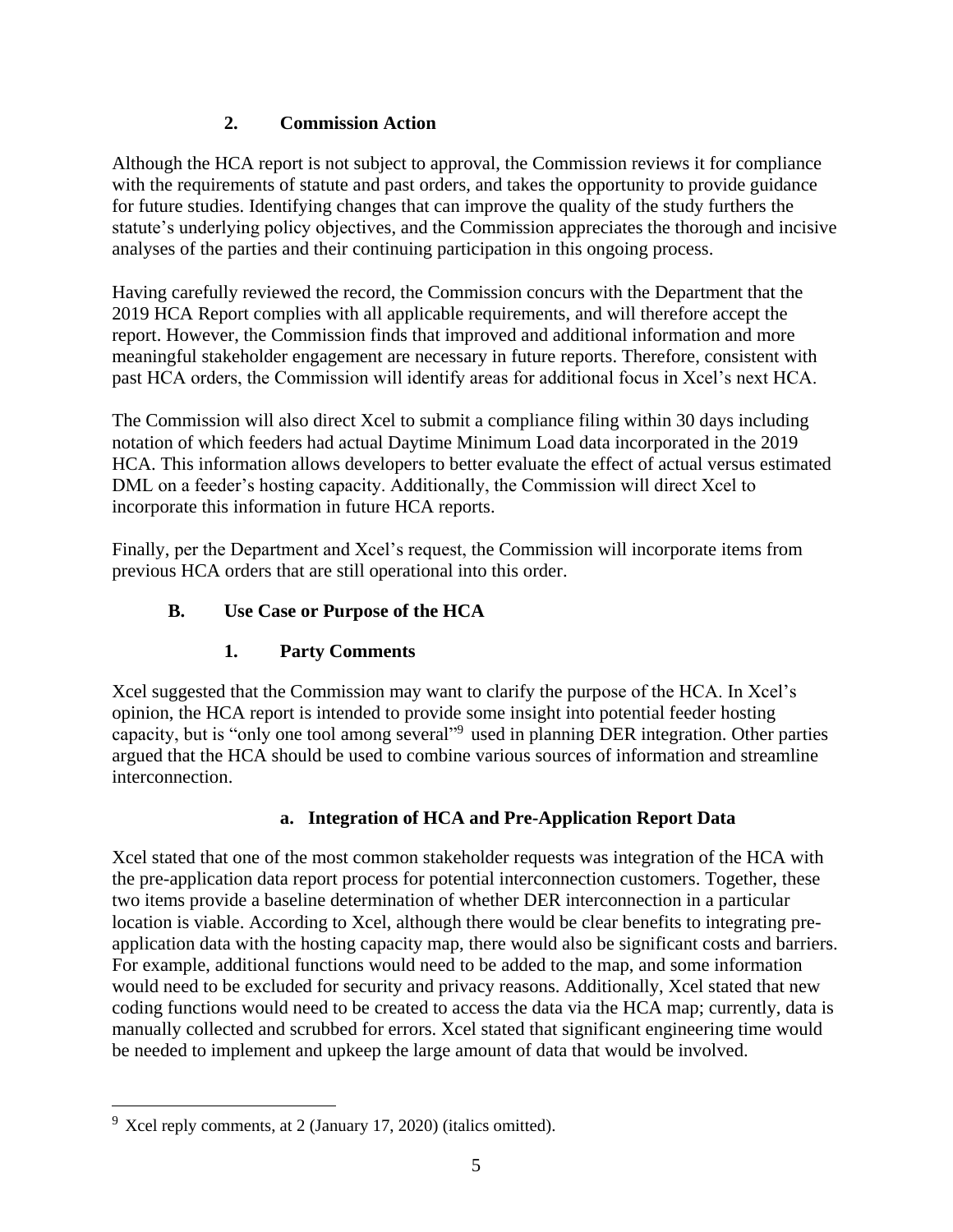### 2. Commission Action

Although the HCA report is not subject to approval, the Commission reviews it for compliance with the requirements of statute and past orders, and takes the opportunity to provide guidance for future studies. Identifying changes that can improve the quality of the study furthers the statute's underlying policy objectives, and the Commission appreciates the thorough and incisive analyses of the parties and their continuing participation in this ongoing process.

Having carefully reviewed the record, the Commission concurs with the Department that the 2019 HCA Report complies with all applicable requirements, and will therefore accept the report. However, the Commission finds that improved and additional information and more meaningful stakeholder engagement are necessary in future reports. Therefore, consistent with past HCA orders, the Commission will identify areas for additional focus in Xcel's next HCA.

The Commission will also direct Xcel to submit a compliance filing within 30 days including notation of which feeders had actual Daytime Minimum Load data incorporated in the 2019 HCA. This information allows developers to better evaluate the effect of actual versus estimated DML on a feeder's hosting capacity. Additionally, the Commission will direct Xcel to incorporate this information in future HCA reports.

Finally, per the Department and Xcel's request, the Commission will incorporate items from previous HCA orders that are still operational into this order.

## B. Use Case or Purpose of the HCA

### 1. Party Comments

Xcel suggested that the Commission may want to clarify the purpose of the HCA. In Xcel's opinion, the HCA report is intended to provide some insight into potential feeder hosting capacity, but is "only one tool among several"[9] used in planning DER integration. Other parties argued that the HCA should be used to combine various sources of information and streamline interconnection.

#### a. Integration of HCA and Pre-Application Report Data

Xcel stated that one of the most common stakeholder requests was integration of the HCA with the pre-application data report process for potential interconnection customers. Together, these two items provide a baseline determination of whether DER interconnection in a particular location is viable. According to Xcel, although there would be clear benefits to integrating pre-application data with the hosting capacity map, there would also be significant costs and barriers. For example, additional functions would need to be added to the map, and some information would need to be excluded for security and privacy reasons. Additionally, Xcel stated that new coding functions would need to be created to access the data via the HCA map; currently, data is manually collected and scrubbed for errors. Xcel stated that significant engineering time would be needed to implement and upkeep the large amount of data that would be involved.

---

[9] Xcel reply comments, at 2 (January 17, 2020) (italics omitted).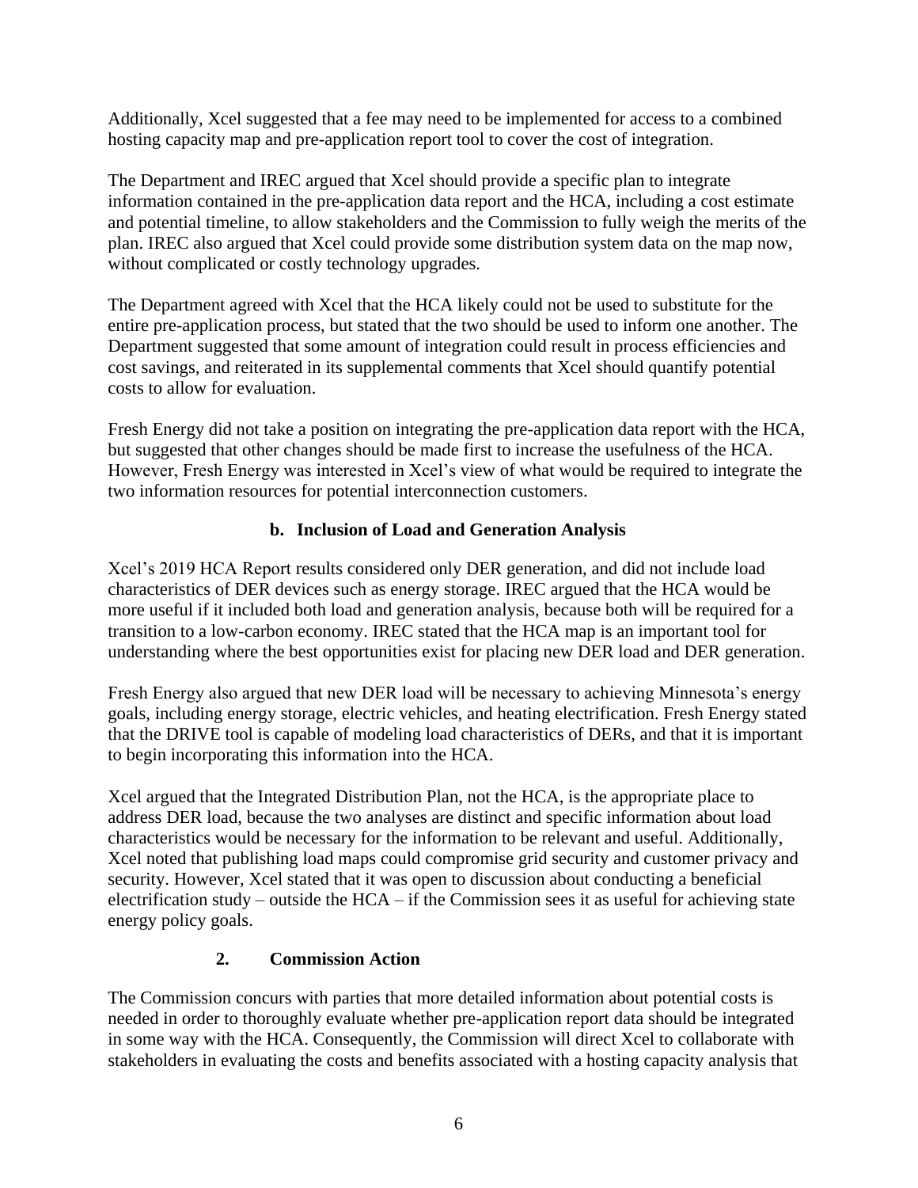Additionally, Xcel suggested that a fee may need to be implemented for access to a combined hosting capacity map and pre-application report tool to cover the cost of integration.

The Department and IREC argued that Xcel should provide a specific plan to integrate information contained in the pre-application data report and the HCA, including a cost estimate and potential timeline, to allow stakeholders and the Commission to fully weigh the merits of the plan. IREC also argued that Xcel could provide some distribution system data on the map now, without complicated or costly technology upgrades.

The Department agreed with Xcel that the HCA likely could not be used to substitute for the entire pre-application process, but stated that the two should be used to inform one another. The Department suggested that some amount of integration could result in process efficiencies and cost savings, and reiterated in its supplemental comments that Xcel should quantify potential costs to allow for evaluation.

Fresh Energy did not take a position on integrating the pre-application data report with the HCA, but suggested that other changes should be made first to increase the usefulness of the HCA. However, Fresh Energy was interested in Xcel's view of what would be required to integrate the two information resources for potential interconnection customers.

### b. Inclusion of Load and Generation Analysis

Xcel's 2019 HCA Report results considered only DER generation, and did not include load characteristics of DER devices such as energy storage. IREC argued that the HCA would be more useful if it included both load and generation analysis, because both will be required for a transition to a low-carbon economy. IREC stated that the HCA map is an important tool for understanding where the best opportunities exist for placing new DER load and DER generation.

Fresh Energy also argued that new DER load will be necessary to achieving Minnesota's energy goals, including energy storage, electric vehicles, and heating electrification. Fresh Energy stated that the DRIVE tool is capable of modeling load characteristics of DERs, and that it is important to begin incorporating this information into the HCA.

Xcel argued that the Integrated Distribution Plan, not the HCA, is the appropriate place to address DER load, because the two analyses are distinct and specific information about load characteristics would be necessary for the information to be relevant and useful. Additionally, Xcel noted that publishing load maps could compromise grid security and customer privacy and security. However, Xcel stated that it was open to discussion about conducting a beneficial electrification study – outside the HCA – if the Commission sees it as useful for achieving state energy policy goals.

## 2. Commission Action

The Commission concurs with parties that more detailed information about potential costs is needed in order to thoroughly evaluate whether pre-application report data should be integrated in some way with the HCA. Consequently, the Commission will direct Xcel to collaborate with stakeholders in evaluating the costs and benefits associated with a hosting capacity analysis that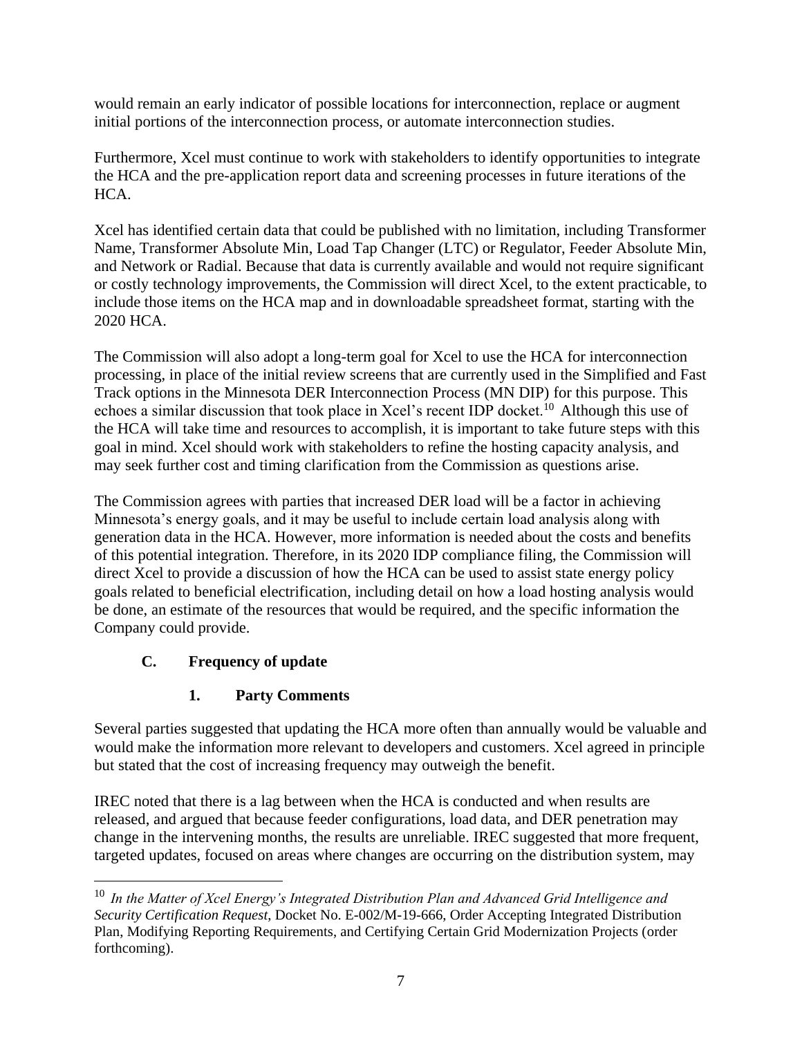would remain an early indicator of possible locations for interconnection, replace or augment initial portions of the interconnection process, or automate interconnection studies.

Furthermore, Xcel must continue to work with stakeholders to identify opportunities to integrate the HCA and the pre-application report data and screening processes in future iterations of the HCA.

Xcel has identified certain data that could be published with no limitation, including Transformer Name, Transformer Absolute Min, Load Tap Changer (LTC) or Regulator, Feeder Absolute Min, and Network or Radial. Because that data is currently available and would not require significant or costly technology improvements, the Commission will direct Xcel, to the extent practicable, to include those items on the HCA map and in downloadable spreadsheet format, starting with the 2020 HCA.

The Commission will also adopt a long-term goal for Xcel to use the HCA for interconnection processing, in place of the initial review screens that are currently used in the Simplified and Fast Track options in the Minnesota DER Interconnection Process (MN DIP) for this purpose. This echoes a similar discussion that took place in Xcel's recent IDP docket.[10] Although this use of the HCA will take time and resources to accomplish, it is important to take future steps with this goal in mind. Xcel should work with stakeholders to refine the hosting capacity analysis, and may seek further cost and timing clarification from the Commission as questions arise.

The Commission agrees with parties that increased DER load will be a factor in achieving Minnesota's energy goals, and it may be useful to include certain load analysis along with generation data in the HCA. However, more information is needed about the costs and benefits of this potential integration. Therefore, in its 2020 IDP compliance filing, the Commission will direct Xcel to provide a discussion of how the HCA can be used to assist state energy policy goals related to beneficial electrification, including detail on how a load hosting analysis would be done, an estimate of the resources that would be required, and the specific information the Company could provide.

### C. Frequency of update

#### 1. Party Comments

Several parties suggested that updating the HCA more often than annually would be valuable and would make the information more relevant to developers and customers. Xcel agreed in principle but stated that the cost of increasing frequency may outweigh the benefit.

IREC noted that there is a lag between when the HCA is conducted and when results are released, and argued that because feeder configurations, load data, and DER penetration may change in the intervening months, the results are unreliable. IREC suggested that more frequent, targeted updates, focused on areas where changes are occurring on the distribution system, may

---

[10] *In the Matter of Xcel Energy's Integrated Distribution Plan and Advanced Grid Intelligence and Security Certification Request*, Docket No. E-002/M-19-666, Order Accepting Integrated Distribution Plan, Modifying Reporting Requirements, and Certifying Certain Grid Modernization Projects (order forthcoming).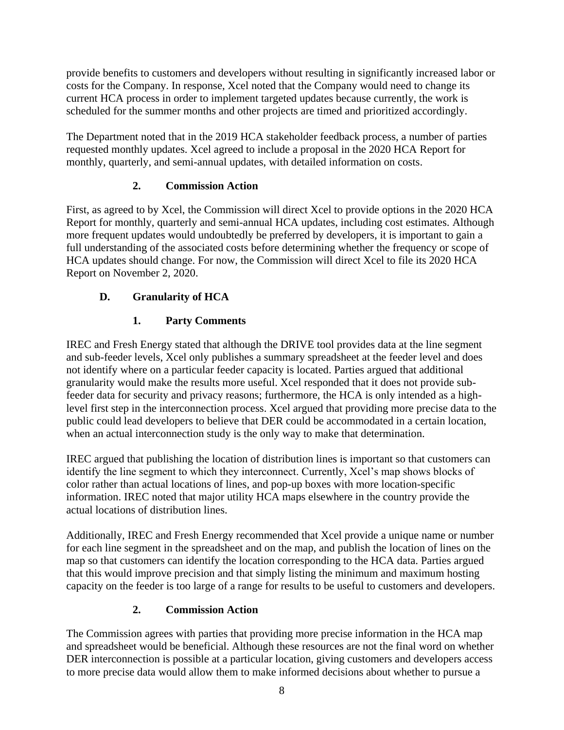provide benefits to customers and developers without resulting in significantly increased labor or costs for the Company. In response, Xcel noted that the Company would need to change its current HCA process in order to implement targeted updates because currently, the work is scheduled for the summer months and other projects are timed and prioritized accordingly.

The Department noted that in the 2019 HCA stakeholder feedback process, a number of parties requested monthly updates. Xcel agreed to include a proposal in the 2020 HCA Report for monthly, quarterly, and semi-annual updates, with detailed information on costs.

### 2. Commission Action

First, as agreed to by Xcel, the Commission will direct Xcel to provide options in the 2020 HCA Report for monthly, quarterly and semi-annual HCA updates, including cost estimates. Although more frequent updates would undoubtedly be preferred by developers, it is important to gain a full understanding of the associated costs before determining whether the frequency or scope of HCA updates should change. For now, the Commission will direct Xcel to file its 2020 HCA Report on November 2, 2020.

## D. Granularity of HCA

### 1. Party Comments

IREC and Fresh Energy stated that although the DRIVE tool provides data at the line segment and sub-feeder levels, Xcel only publishes a summary spreadsheet at the feeder level and does not identify where on a particular feeder capacity is located. Parties argued that additional granularity would make the results more useful. Xcel responded that it does not provide sub-feeder data for security and privacy reasons; furthermore, the HCA is only intended as a high-level first step in the interconnection process. Xcel argued that providing more precise data to the public could lead developers to believe that DER could be accommodated in a certain location, when an actual interconnection study is the only way to make that determination.

IREC argued that publishing the location of distribution lines is important so that customers can identify the line segment to which they interconnect. Currently, Xcel's map shows blocks of color rather than actual locations of lines, and pop-up boxes with more location-specific information. IREC noted that major utility HCA maps elsewhere in the country provide the actual locations of distribution lines.

Additionally, IREC and Fresh Energy recommended that Xcel provide a unique name or number for each line segment in the spreadsheet and on the map, and publish the location of lines on the map so that customers can identify the location corresponding to the HCA data. Parties argued that this would improve precision and that simply listing the minimum and maximum hosting capacity on the feeder is too large of a range for results to be useful to customers and developers.

### 2. Commission Action

The Commission agrees with parties that providing more precise information in the HCA map and spreadsheet would be beneficial. Although these resources are not the final word on whether DER interconnection is possible at a particular location, giving customers and developers access to more precise data would allow them to make informed decisions about whether to pursue a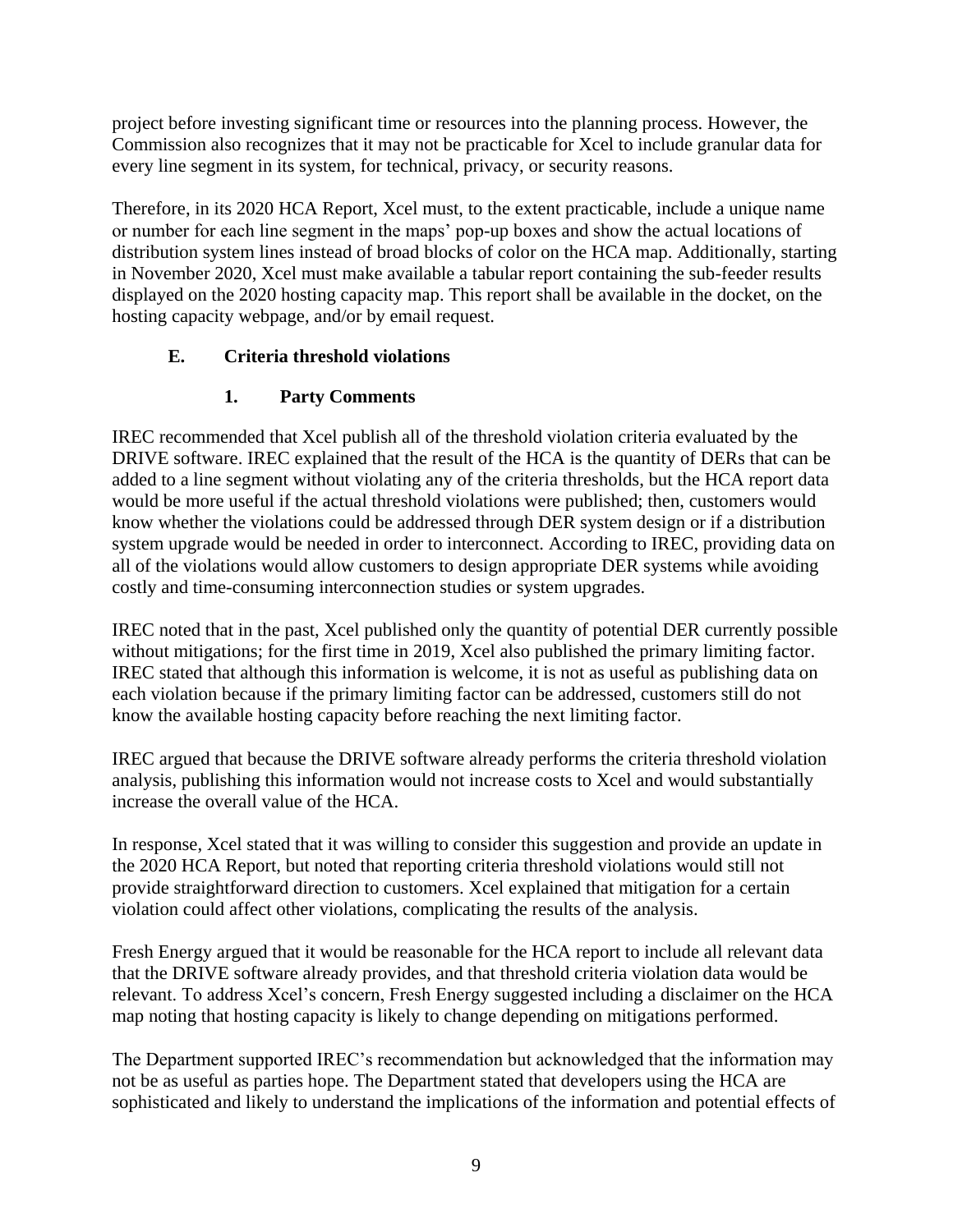project before investing significant time or resources into the planning process. However, the Commission also recognizes that it may not be practicable for Xcel to include granular data for every line segment in its system, for technical, privacy, or security reasons.

Therefore, in its 2020 HCA Report, Xcel must, to the extent practicable, include a unique name or number for each line segment in the maps' pop-up boxes and show the actual locations of distribution system lines instead of broad blocks of color on the HCA map. Additionally, starting in November 2020, Xcel must make available a tabular report containing the sub-feeder results displayed on the 2020 hosting capacity map. This report shall be available in the docket, on the hosting capacity webpage, and/or by email request.

## E. Criteria threshold violations

### 1. Party Comments

IREC recommended that Xcel publish all of the threshold violation criteria evaluated by the DRIVE software. IREC explained that the result of the HCA is the quantity of DERs that can be added to a line segment without violating any of the criteria thresholds, but the HCA report data would be more useful if the actual threshold violations were published; then, customers would know whether the violations could be addressed through DER system design or if a distribution system upgrade would be needed in order to interconnect. According to IREC, providing data on all of the violations would allow customers to design appropriate DER systems while avoiding costly and time-consuming interconnection studies or system upgrades.

IREC noted that in the past, Xcel published only the quantity of potential DER currently possible without mitigations; for the first time in 2019, Xcel also published the primary limiting factor. IREC stated that although this information is welcome, it is not as useful as publishing data on each violation because if the primary limiting factor can be addressed, customers still do not know the available hosting capacity before reaching the next limiting factor.

IREC argued that because the DRIVE software already performs the criteria threshold violation analysis, publishing this information would not increase costs to Xcel and would substantially increase the overall value of the HCA.

In response, Xcel stated that it was willing to consider this suggestion and provide an update in the 2020 HCA Report, but noted that reporting criteria threshold violations would still not provide straightforward direction to customers. Xcel explained that mitigation for a certain violation could affect other violations, complicating the results of the analysis.

Fresh Energy argued that it would be reasonable for the HCA report to include all relevant data that the DRIVE software already provides, and that threshold criteria violation data would be relevant. To address Xcel's concern, Fresh Energy suggested including a disclaimer on the HCA map noting that hosting capacity is likely to change depending on mitigations performed.

The Department supported IREC's recommendation but acknowledged that the information may not be as useful as parties hope. The Department stated that developers using the HCA are sophisticated and likely to understand the implications of the information and potential effects of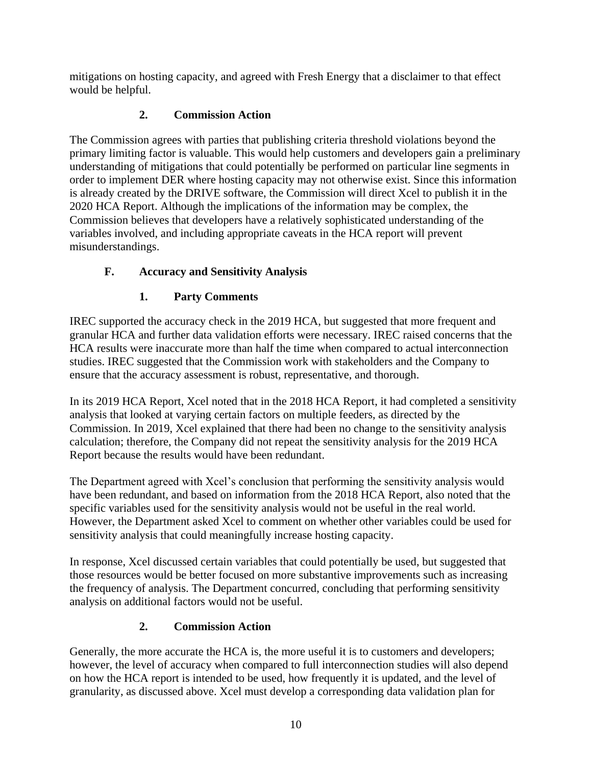mitigations on hosting capacity, and agreed with Fresh Energy that a disclaimer to that effect would be helpful.

#### 2. Commission Action

The Commission agrees with parties that publishing criteria threshold violations beyond the primary limiting factor is valuable. This would help customers and developers gain a preliminary understanding of mitigations that could potentially be performed on particular line segments in order to implement DER where hosting capacity may not otherwise exist. Since this information is already created by the DRIVE software, the Commission will direct Xcel to publish it in the 2020 HCA Report. Although the implications of the information may be complex, the Commission believes that developers have a relatively sophisticated understanding of the variables involved, and including appropriate caveats in the HCA report will prevent misunderstandings.

### F. Accuracy and Sensitivity Analysis

#### 1. Party Comments

IREC supported the accuracy check in the 2019 HCA, but suggested that more frequent and granular HCA and further data validation efforts were necessary. IREC raised concerns that the HCA results were inaccurate more than half the time when compared to actual interconnection studies. IREC suggested that the Commission work with stakeholders and the Company to ensure that the accuracy assessment is robust, representative, and thorough.

In its 2019 HCA Report, Xcel noted that in the 2018 HCA Report, it had completed a sensitivity analysis that looked at varying certain factors on multiple feeders, as directed by the Commission. In 2019, Xcel explained that there had been no change to the sensitivity analysis calculation; therefore, the Company did not repeat the sensitivity analysis for the 2019 HCA Report because the results would have been redundant.

The Department agreed with Xcel's conclusion that performing the sensitivity analysis would have been redundant, and based on information from the 2018 HCA Report, also noted that the specific variables used for the sensitivity analysis would not be useful in the real world. However, the Department asked Xcel to comment on whether other variables could be used for sensitivity analysis that could meaningfully increase hosting capacity.

In response, Xcel discussed certain variables that could potentially be used, but suggested that those resources would be better focused on more substantive improvements such as increasing the frequency of analysis. The Department concurred, concluding that performing sensitivity analysis on additional factors would not be useful.

#### 2. Commission Action

Generally, the more accurate the HCA is, the more useful it is to customers and developers; however, the level of accuracy when compared to full interconnection studies will also depend on how the HCA report is intended to be used, how frequently it is updated, and the level of granularity, as discussed above. Xcel must develop a corresponding data validation plan for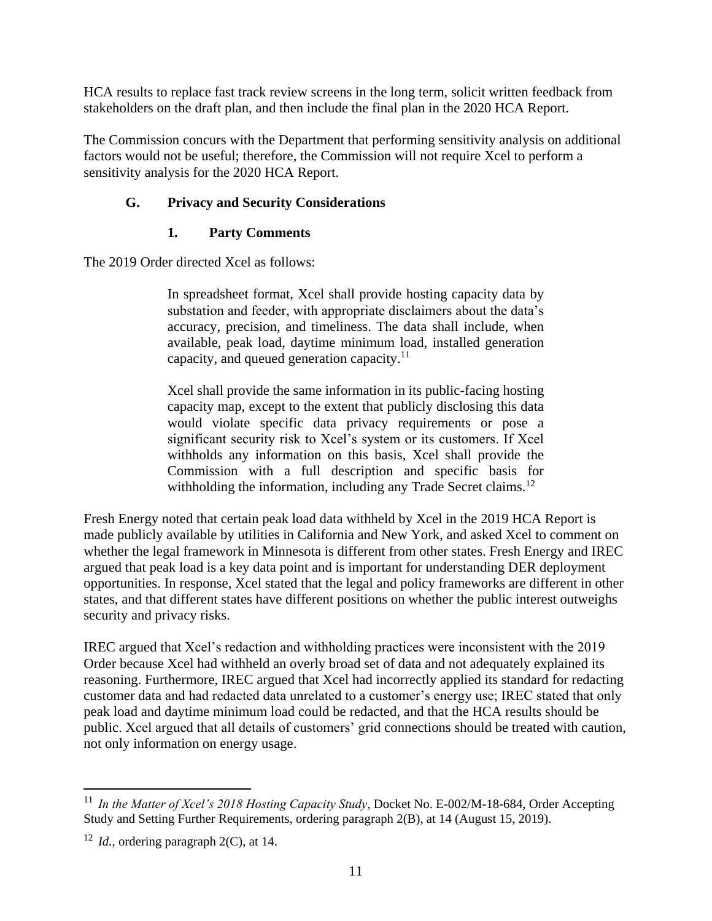HCA results to replace fast track review screens in the long term, solicit written feedback from stakeholders on the draft plan, and then include the final plan in the 2020 HCA Report.

The Commission concurs with the Department that performing sensitivity analysis on additional factors would not be useful; therefore, the Commission will not require Xcel to perform a sensitivity analysis for the 2020 HCA Report.

### G. Privacy and Security Considerations

#### 1. Party Comments

The 2019 Order directed Xcel as follows:

> In spreadsheet format, Xcel shall provide hosting capacity data by substation and feeder, with appropriate disclaimers about the data's accuracy, precision, and timeliness. The data shall include, when available, peak load, daytime minimum load, installed generation capacity, and queued generation capacity.[11]
>
> Xcel shall provide the same information in its public-facing hosting capacity map, except to the extent that publicly disclosing this data would violate specific data privacy requirements or pose a significant security risk to Xcel's system or its customers. If Xcel withholds any information on this basis, Xcel shall provide the Commission with a full description and specific basis for withholding the information, including any Trade Secret claims.[12]

Fresh Energy noted that certain peak load data withheld by Xcel in the 2019 HCA Report is made publicly available by utilities in California and New York, and asked Xcel to comment on whether the legal framework in Minnesota is different from other states. Fresh Energy and IREC argued that peak load is a key data point and is important for understanding DER deployment opportunities. In response, Xcel stated that the legal and policy frameworks are different in other states, and that different states have different positions on whether the public interest outweighs security and privacy risks.

IREC argued that Xcel's redaction and withholding practices were inconsistent with the 2019 Order because Xcel had withheld an overly broad set of data and not adequately explained its reasoning. Furthermore, IREC argued that Xcel had incorrectly applied its standard for redacting customer data and had redacted data unrelated to a customer's energy use; IREC stated that only peak load and daytime minimum load could be redacted, and that the HCA results should be public. Xcel argued that all details of customers' grid connections should be treated with caution, not only information on energy usage.

---

[11] *In the Matter of Xcel's 2018 Hosting Capacity Study*, Docket No. E-002/M-18-684, Order Accepting Study and Setting Further Requirements, ordering paragraph 2(B), at 14 (August 15, 2019).

[12] *Id.*, ordering paragraph 2(C), at 14.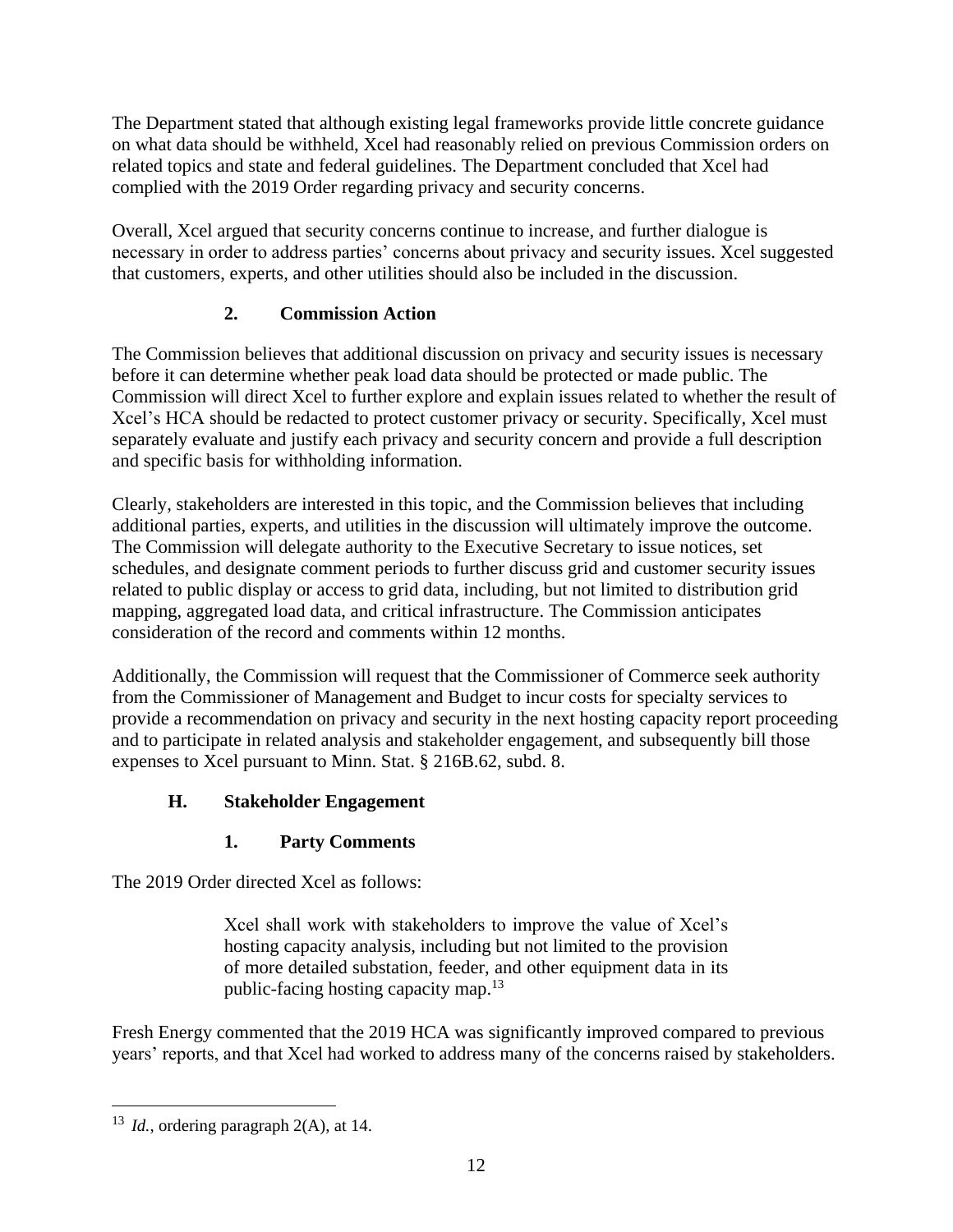The Department stated that although existing legal frameworks provide little concrete guidance on what data should be withheld, Xcel had reasonably relied on previous Commission orders on related topics and state and federal guidelines. The Department concluded that Xcel had complied with the 2019 Order regarding privacy and security concerns.

Overall, Xcel argued that security concerns continue to increase, and further dialogue is necessary in order to address parties' concerns about privacy and security issues. Xcel suggested that customers, experts, and other utilities should also be included in the discussion.

#### 2. Commission Action

The Commission believes that additional discussion on privacy and security issues is necessary before it can determine whether peak load data should be protected or made public. The Commission will direct Xcel to further explore and explain issues related to whether the result of Xcel's HCA should be redacted to protect customer privacy or security. Specifically, Xcel must separately evaluate and justify each privacy and security concern and provide a full description and specific basis for withholding information.

Clearly, stakeholders are interested in this topic, and the Commission believes that including additional parties, experts, and utilities in the discussion will ultimately improve the outcome. The Commission will delegate authority to the Executive Secretary to issue notices, set schedules, and designate comment periods to further discuss grid and customer security issues related to public display or access to grid data, including, but not limited to distribution grid mapping, aggregated load data, and critical infrastructure. The Commission anticipates consideration of the record and comments within 12 months.

Additionally, the Commission will request that the Commissioner of Commerce seek authority from the Commissioner of Management and Budget to incur costs for specialty services to provide a recommendation on privacy and security in the next hosting capacity report proceeding and to participate in related analysis and stakeholder engagement, and subsequently bill those expenses to Xcel pursuant to Minn. Stat. § 216B.62, subd. 8.

### H. Stakeholder Engagement

#### 1. Party Comments

The 2019 Order directed Xcel as follows:

> Xcel shall work with stakeholders to improve the value of Xcel's hosting capacity analysis, including but not limited to the provision of more detailed substation, feeder, and other equipment data in its public-facing hosting capacity map.[13]

Fresh Energy commented that the 2019 HCA was significantly improved compared to previous years' reports, and that Xcel had worked to address many of the concerns raised by stakeholders.

---

[13] *Id.*, ordering paragraph 2(A), at 14.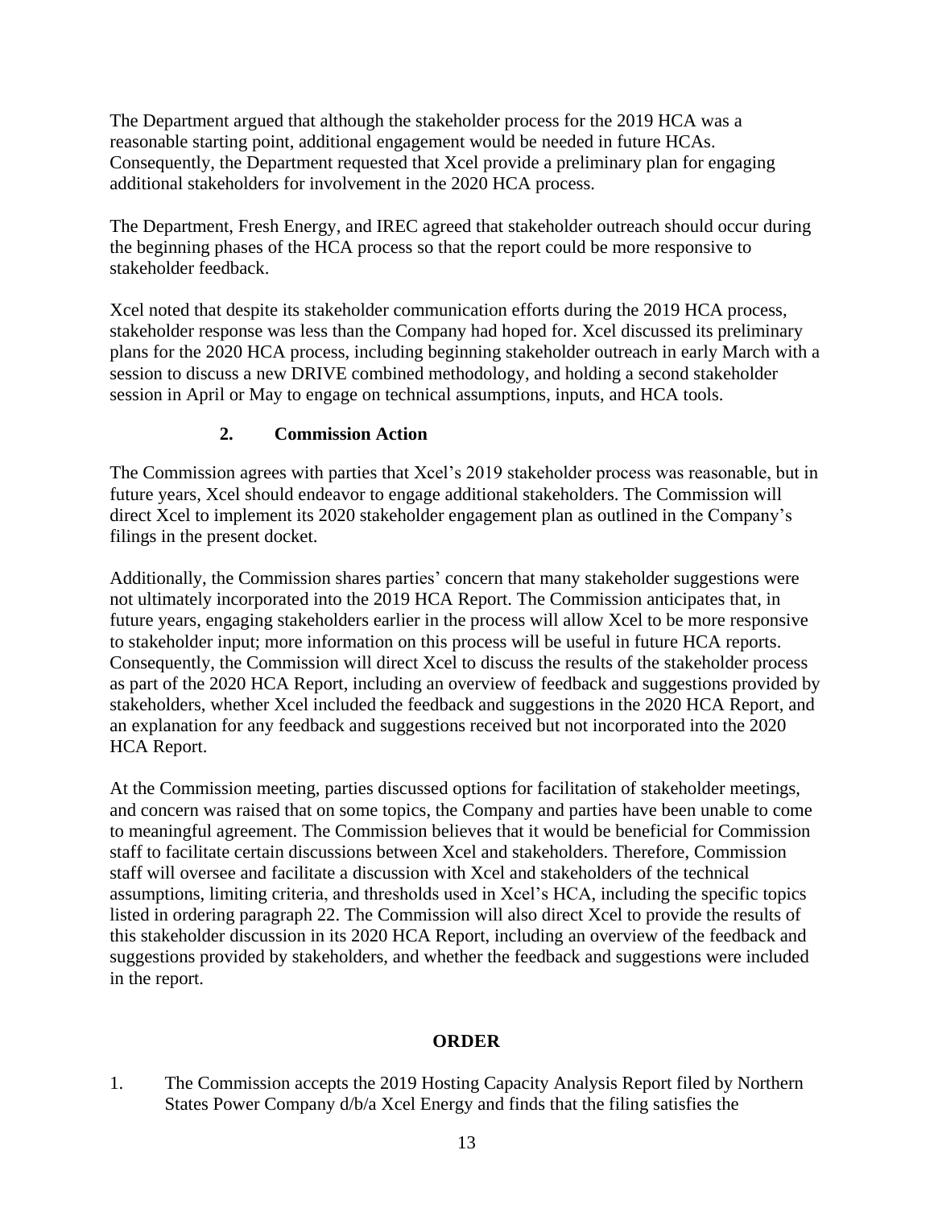The Department argued that although the stakeholder process for the 2019 HCA was a reasonable starting point, additional engagement would be needed in future HCAs. Consequently, the Department requested that Xcel provide a preliminary plan for engaging additional stakeholders for involvement in the 2020 HCA process.

The Department, Fresh Energy, and IREC agreed that stakeholder outreach should occur during the beginning phases of the HCA process so that the report could be more responsive to stakeholder feedback.

Xcel noted that despite its stakeholder communication efforts during the 2019 HCA process, stakeholder response was less than the Company had hoped for. Xcel discussed its preliminary plans for the 2020 HCA process, including beginning stakeholder outreach in early March with a session to discuss a new DRIVE combined methodology, and holding a second stakeholder session in April or May to engage on technical assumptions, inputs, and HCA tools.

### 2. Commission Action

The Commission agrees with parties that Xcel's 2019 stakeholder process was reasonable, but in future years, Xcel should endeavor to engage additional stakeholders. The Commission will direct Xcel to implement its 2020 stakeholder engagement plan as outlined in the Company's filings in the present docket.

Additionally, the Commission shares parties' concern that many stakeholder suggestions were not ultimately incorporated into the 2019 HCA Report. The Commission anticipates that, in future years, engaging stakeholders earlier in the process will allow Xcel to be more responsive to stakeholder input; more information on this process will be useful in future HCA reports. Consequently, the Commission will direct Xcel to discuss the results of the stakeholder process as part of the 2020 HCA Report, including an overview of feedback and suggestions provided by stakeholders, whether Xcel included the feedback and suggestions in the 2020 HCA Report, and an explanation for any feedback and suggestions received but not incorporated into the 2020 HCA Report.

At the Commission meeting, parties discussed options for facilitation of stakeholder meetings, and concern was raised that on some topics, the Company and parties have been unable to come to meaningful agreement. The Commission believes that it would be beneficial for Commission staff to facilitate certain discussions between Xcel and stakeholders. Therefore, Commission staff will oversee and facilitate a discussion with Xcel and stakeholders of the technical assumptions, limiting criteria, and thresholds used in Xcel's HCA, including the specific topics listed in ordering paragraph 22. The Commission will also direct Xcel to provide the results of this stakeholder discussion in its 2020 HCA Report, including an overview of the feedback and suggestions provided by stakeholders, and whether the feedback and suggestions were included in the report.

## ORDER

1. The Commission accepts the 2019 Hosting Capacity Analysis Report filed by Northern States Power Company d/b/a Xcel Energy and finds that the filing satisfies the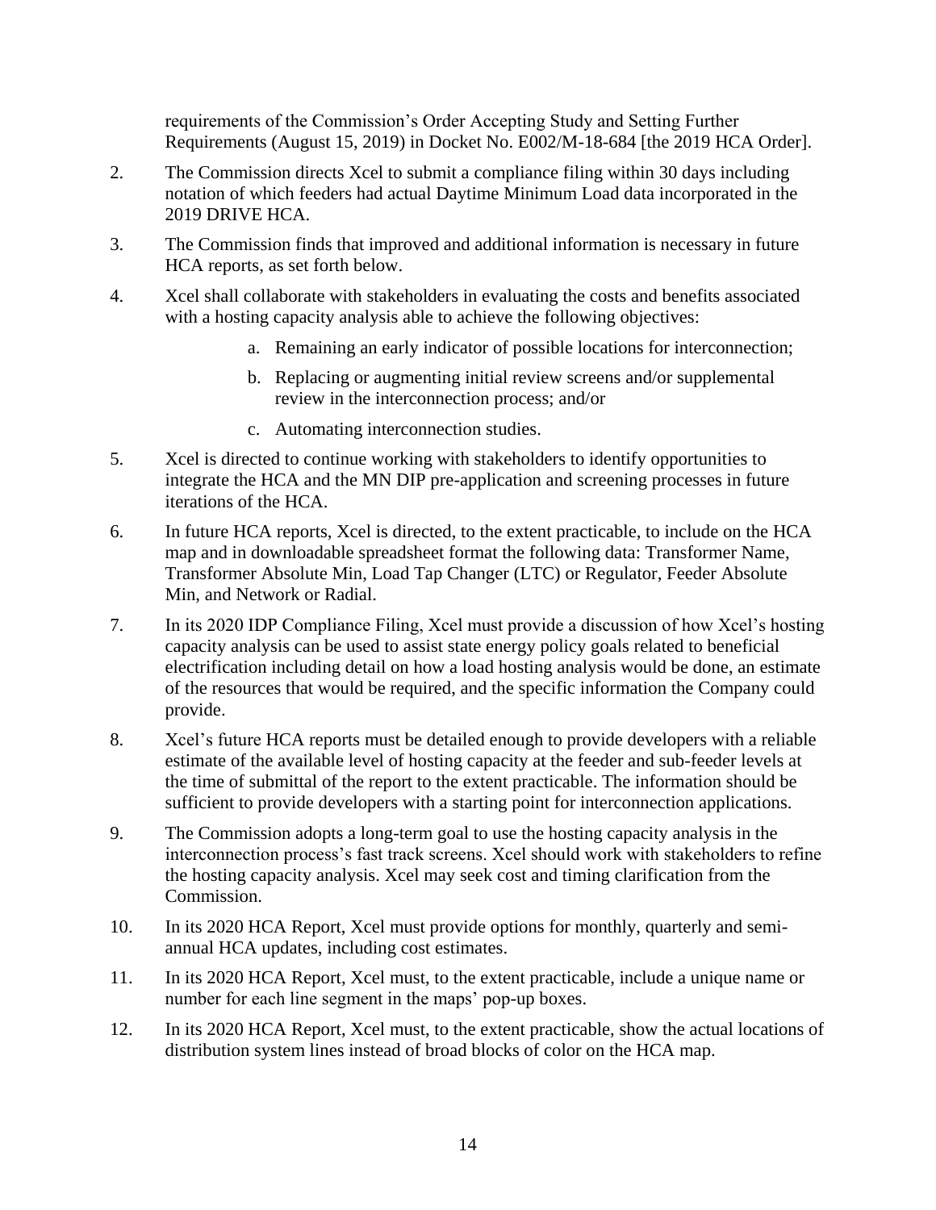requirements of the Commission's Order Accepting Study and Setting Further Requirements (August 15, 2019) in Docket No. E002/M-18-684 [the 2019 HCA Order].

2. The Commission directs Xcel to submit a compliance filing within 30 days including notation of which feeders had actual Daytime Minimum Load data incorporated in the 2019 DRIVE HCA.

3. The Commission finds that improved and additional information is necessary in future HCA reports, as set forth below.

4. Xcel shall collaborate with stakeholders in evaluating the costs and benefits associated with a hosting capacity analysis able to achieve the following objectives:

   a. Remaining an early indicator of possible locations for interconnection;

   b. Replacing or augmenting initial review screens and/or supplemental review in the interconnection process; and/or

   c. Automating interconnection studies.

5. Xcel is directed to continue working with stakeholders to identify opportunities to integrate the HCA and the MN DIP pre-application and screening processes in future iterations of the HCA.

6. In future HCA reports, Xcel is directed, to the extent practicable, to include on the HCA map and in downloadable spreadsheet format the following data: Transformer Name, Transformer Absolute Min, Load Tap Changer (LTC) or Regulator, Feeder Absolute Min, and Network or Radial.

7. In its 2020 IDP Compliance Filing, Xcel must provide a discussion of how Xcel's hosting capacity analysis can be used to assist state energy policy goals related to beneficial electrification including detail on how a load hosting analysis would be done, an estimate of the resources that would be required, and the specific information the Company could provide.

8. Xcel's future HCA reports must be detailed enough to provide developers with a reliable estimate of the available level of hosting capacity at the feeder and sub-feeder levels at the time of submittal of the report to the extent practicable. The information should be sufficient to provide developers with a starting point for interconnection applications.

9. The Commission adopts a long-term goal to use the hosting capacity analysis in the interconnection process's fast track screens. Xcel should work with stakeholders to refine the hosting capacity analysis. Xcel may seek cost and timing clarification from the Commission.

10. In its 2020 HCA Report, Xcel must provide options for monthly, quarterly and semi-annual HCA updates, including cost estimates.

11. In its 2020 HCA Report, Xcel must, to the extent practicable, include a unique name or number for each line segment in the maps' pop-up boxes.

12. In its 2020 HCA Report, Xcel must, to the extent practicable, show the actual locations of distribution system lines instead of broad blocks of color on the HCA map.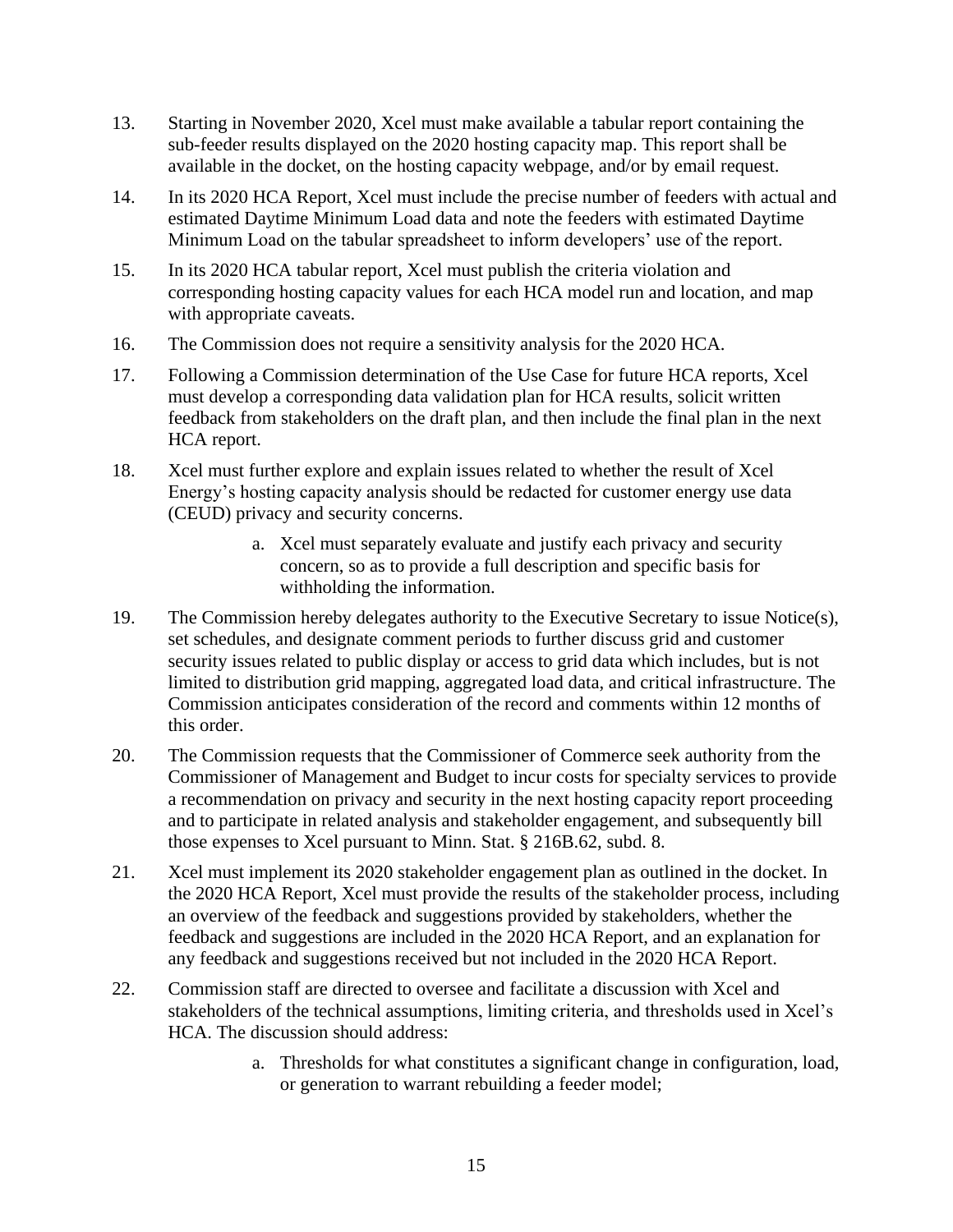13. Starting in November 2020, Xcel must make available a tabular report containing the sub-feeder results displayed on the 2020 hosting capacity map. This report shall be available in the docket, on the hosting capacity webpage, and/or by email request.

14. In its 2020 HCA Report, Xcel must include the precise number of feeders with actual and estimated Daytime Minimum Load data and note the feeders with estimated Daytime Minimum Load on the tabular spreadsheet to inform developers' use of the report.

15. In its 2020 HCA tabular report, Xcel must publish the criteria violation and corresponding hosting capacity values for each HCA model run and location, and map with appropriate caveats.

16. The Commission does not require a sensitivity analysis for the 2020 HCA.

17. Following a Commission determination of the Use Case for future HCA reports, Xcel must develop a corresponding data validation plan for HCA results, solicit written feedback from stakeholders on the draft plan, and then include the final plan in the next HCA report.

18. Xcel must further explore and explain issues related to whether the result of Xcel Energy's hosting capacity analysis should be redacted for customer energy use data (CEUD) privacy and security concerns.

    a. Xcel must separately evaluate and justify each privacy and security concern, so as to provide a full description and specific basis for withholding the information.

19. The Commission hereby delegates authority to the Executive Secretary to issue Notice(s), set schedules, and designate comment periods to further discuss grid and customer security issues related to public display or access to grid data which includes, but is not limited to distribution grid mapping, aggregated load data, and critical infrastructure. The Commission anticipates consideration of the record and comments within 12 months of this order.

20. The Commission requests that the Commissioner of Commerce seek authority from the Commissioner of Management and Budget to incur costs for specialty services to provide a recommendation on privacy and security in the next hosting capacity report proceeding and to participate in related analysis and stakeholder engagement, and subsequently bill those expenses to Xcel pursuant to Minn. Stat. § 216B.62, subd. 8.

21. Xcel must implement its 2020 stakeholder engagement plan as outlined in the docket. In the 2020 HCA Report, Xcel must provide the results of the stakeholder process, including an overview of the feedback and suggestions provided by stakeholders, whether the feedback and suggestions are included in the 2020 HCA Report, and an explanation for any feedback and suggestions received but not included in the 2020 HCA Report.

22. Commission staff are directed to oversee and facilitate a discussion with Xcel and stakeholders of the technical assumptions, limiting criteria, and thresholds used in Xcel's HCA. The discussion should address:

    a. Thresholds for what constitutes a significant change in configuration, load, or generation to warrant rebuilding a feeder model;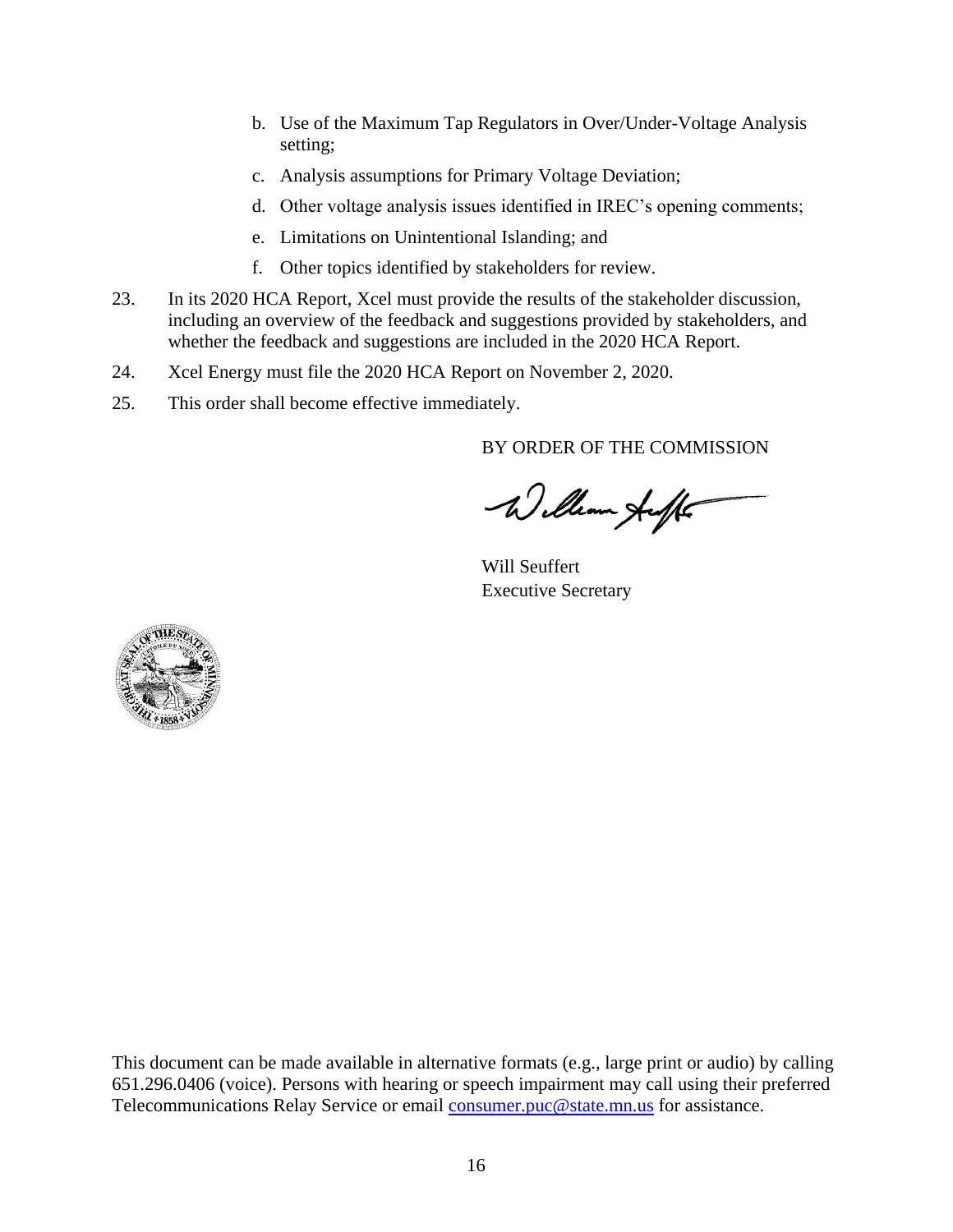b. Use of the Maximum Tap Regulators in Over/Under-Voltage Analysis setting;

c. Analysis assumptions for Primary Voltage Deviation;

d. Other voltage analysis issues identified in IREC's opening comments;

e. Limitations on Unintentional Islanding; and

f. Other topics identified by stakeholders for review.

23. In its 2020 HCA Report, Xcel must provide the results of the stakeholder discussion, including an overview of the feedback and suggestions provided by stakeholders, and whether the feedback and suggestions are included in the 2020 HCA Report.

24. Xcel Energy must file the 2020 HCA Report on November 2, 2020.

25. This order shall become effective immediately.

BY ORDER OF THE COMMISSION

Will Seuffert
Executive Secretary

This document can be made available in alternative formats (e.g., large print or audio) by calling 651.296.0406 (voice). Persons with hearing or speech impairment may call using their preferred Telecommunications Relay Service or email consumer.puc@state.mn.us for assistance.